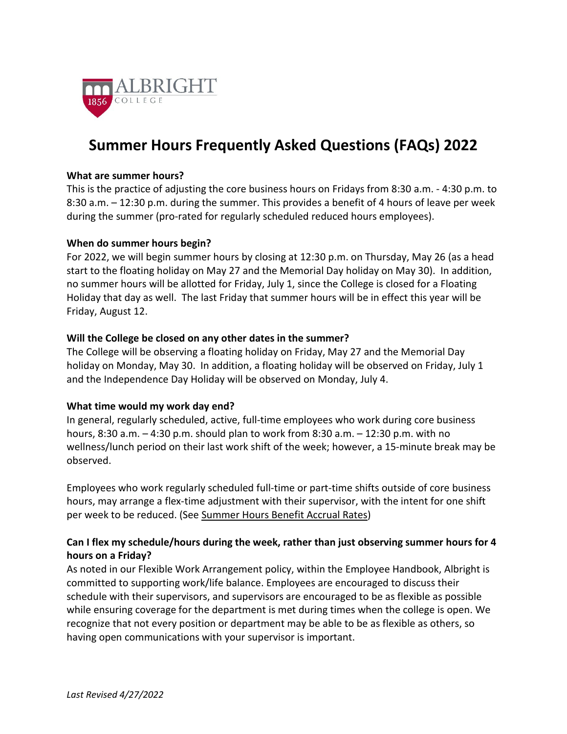ALBRIGHT COLLEGE 1856

# Summer Hours Frequently Asked Questions (FAQs) 2022

**What are summer hours?**

This is the practice of adjusting the core business hours on Fridays from 8:30 a.m. - 4:30 p.m. to 8:30 a.m. – 12:30 p.m. during the summer. This provides a benefit of 4 hours of leave per week during the summer (pro-rated for regularly scheduled reduced hours employees).

**When do summer hours begin?**

For 2022, we will begin summer hours by closing at 12:30 p.m. on Thursday, May 26 (as a head start to the floating holiday on May 27 and the Memorial Day holiday on May 30). In addition, no summer hours will be allotted for Friday, July 1, since the College is closed for a Floating Holiday that day as well. The last Friday that summer hours will be in effect this year will be Friday, August 12.

**Will the College be closed on any other dates in the summer?**

The College will be observing a floating holiday on Friday, May 27 and the Memorial Day holiday on Monday, May 30. In addition, a floating holiday will be observed on Friday, July 1 and the Independence Day Holiday will be observed on Monday, July 4.

**What time would my work day end?**

In general, regularly scheduled, active, full-time employees who work during core business hours, 8:30 a.m. – 4:30 p.m. should plan to work from 8:30 a.m. – 12:30 p.m. with no wellness/lunch period on their last work shift of the week; however, a 15-minute break may be observed.

Employees who work regularly scheduled full-time or part-time shifts outside of core business hours, may arrange a flex-time adjustment with their supervisor, with the intent for one shift per week to be reduced. (See Summer Hours Benefit Accrual Rates)

**Can I flex my schedule/hours during the week, rather than just observing summer hours for 4 hours on a Friday?**

As noted in our Flexible Work Arrangement policy, within the Employee Handbook, Albright is committed to supporting work/life balance. Employees are encouraged to discuss their schedule with their supervisors, and supervisors are encouraged to be as flexible as possible while ensuring coverage for the department is met during times when the college is open. We recognize that not every position or department may be able to be as flexible as others, so having open communications with your supervisor is important.

*Last Revised 4/27/2022*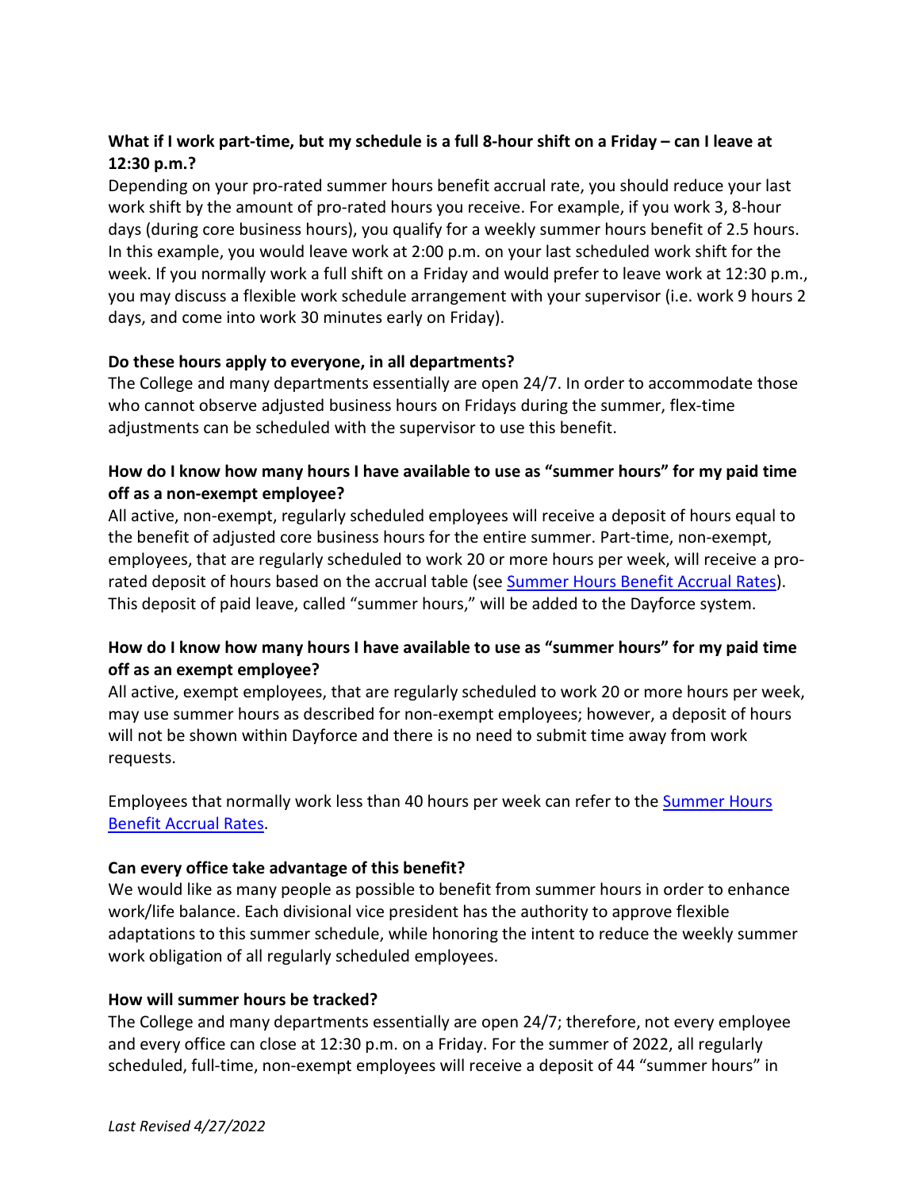**What if I work part-time, but my schedule is a full 8-hour shift on a Friday – can I leave at 12:30 p.m.?**

Depending on your pro-rated summer hours benefit accrual rate, you should reduce your last work shift by the amount of pro-rated hours you receive. For example, if you work 3, 8-hour days (during core business hours), you qualify for a weekly summer hours benefit of 2.5 hours. In this example, you would leave work at 2:00 p.m. on your last scheduled work shift for the week. If you normally work a full shift on a Friday and would prefer to leave work at 12:30 p.m., you may discuss a flexible work schedule arrangement with your supervisor (i.e. work 9 hours 2 days, and come into work 30 minutes early on Friday).

**Do these hours apply to everyone, in all departments?**

The College and many departments essentially are open 24/7. In order to accommodate those who cannot observe adjusted business hours on Fridays during the summer, flex-time adjustments can be scheduled with the supervisor to use this benefit.

**How do I know how many hours I have available to use as "summer hours" for my paid time off as a non-exempt employee?**

All active, non-exempt, regularly scheduled employees will receive a deposit of hours equal to the benefit of adjusted core business hours for the entire summer. Part-time, non-exempt, employees, that are regularly scheduled to work 20 or more hours per week, will receive a pro-rated deposit of hours based on the accrual table (see [Summer Hours Benefit Accrual Rates]). This deposit of paid leave, called "summer hours," will be added to the Dayforce system.

**How do I know how many hours I have available to use as "summer hours" for my paid time off as an exempt employee?**

All active, exempt employees, that are regularly scheduled to work 20 or more hours per week, may use summer hours as described for non-exempt employees; however, a deposit of hours will not be shown within Dayforce and there is no need to submit time away from work requests.

Employees that normally work less than 40 hours per week can refer to the [Summer Hours Benefit Accrual Rates].

**Can every office take advantage of this benefit?**

We would like as many people as possible to benefit from summer hours in order to enhance work/life balance. Each divisional vice president has the authority to approve flexible adaptations to this summer schedule, while honoring the intent to reduce the weekly summer work obligation of all regularly scheduled employees.

**How will summer hours be tracked?**

The College and many departments essentially are open 24/7; therefore, not every employee and every office can close at 12:30 p.m. on a Friday. For the summer of 2022, all regularly scheduled, full-time, non-exempt employees will receive a deposit of 44 "summer hours" in

*Last Revised 4/27/2022*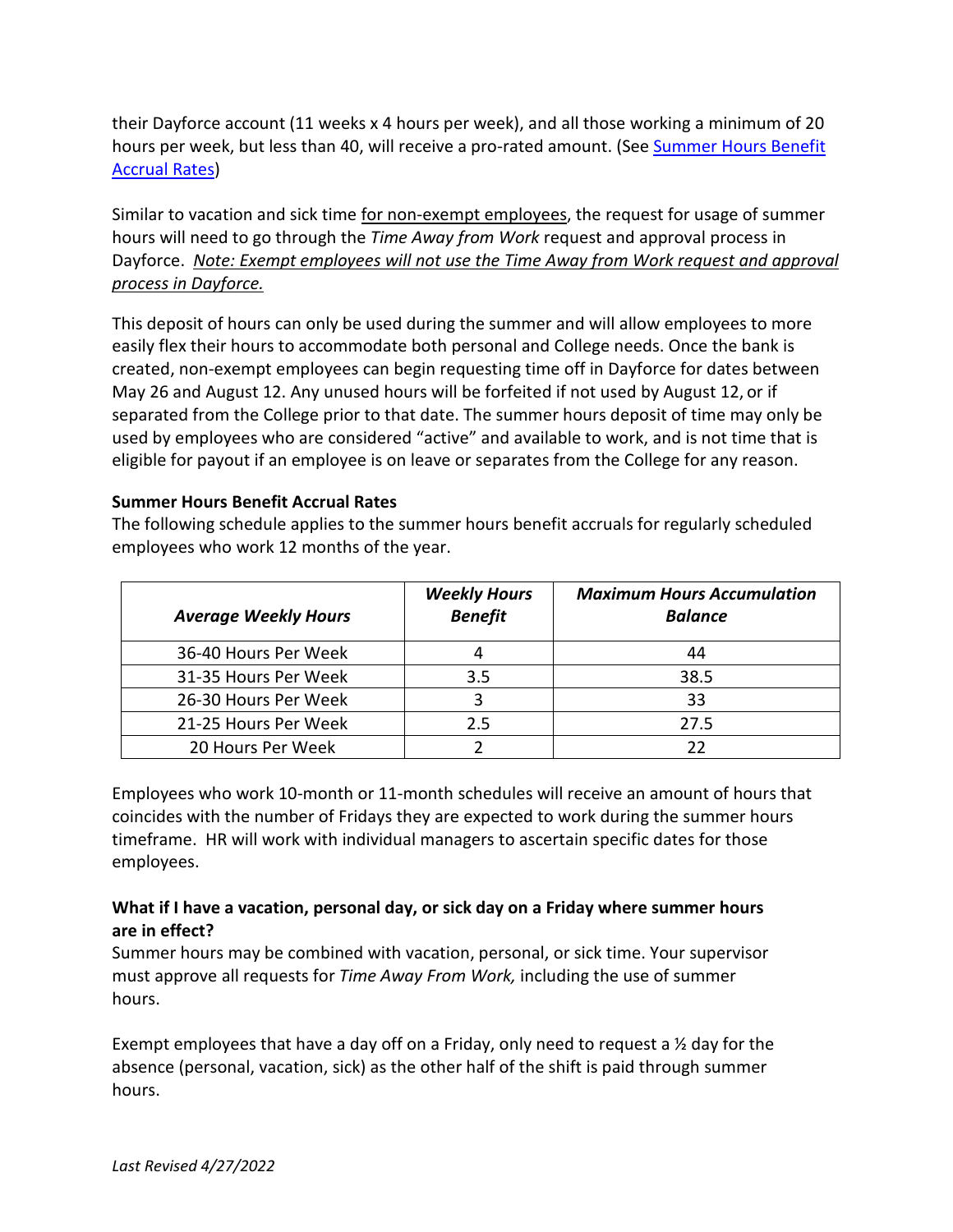their Dayforce account (11 weeks x 4 hours per week), and all those working a minimum of 20 hours per week, but less than 40, will receive a pro-rated amount. (See [Summer Hours Benefit Accrual Rates](#summer-hours-benefit-accrual-rates))

Similar to vacation and sick time <u>for non-exempt employees</u>, the request for usage of summer hours will need to go through the *Time Away from Work* request and approval process in Dayforce. <u>*Note: Exempt employees will not use the Time Away from Work request and approval process in Dayforce.*</u>

This deposit of hours can only be used during the summer and will allow employees to more easily flex their hours to accommodate both personal and College needs. Once the bank is created, non-exempt employees can begin requesting time off in Dayforce for dates between May 26 and August 12. Any unused hours will be forfeited if not used by August 12, or if separated from the College prior to that date. The summer hours deposit of time may only be used by employees who are considered "active" and available to work, and is not time that is eligible for payout if an employee is on leave or separates from the College for any reason.

**Summer Hours Benefit Accrual Rates**

The following schedule applies to the summer hours benefit accruals for regularly scheduled employees who work 12 months of the year.

| ***Average Weekly Hours*** | ***Weekly Hours Benefit*** | ***Maximum Hours Accumulation Balance*** |
|---|---|---|
| 36-40 Hours Per Week | 4 | 44 |
| 31-35 Hours Per Week | 3.5 | 38.5 |
| 26-30 Hours Per Week | 3 | 33 |
| 21-25 Hours Per Week | 2.5 | 27.5 |
| 20 Hours Per Week | 2 | 22 |

Employees who work 10-month or 11-month schedules will receive an amount of hours that coincides with the number of Fridays they are expected to work during the summer hours timeframe. HR will work with individual managers to ascertain specific dates for those employees.

**What if I have a vacation, personal day, or sick day on a Friday where summer hours are in effect?**

Summer hours may be combined with vacation, personal, or sick time. Your supervisor must approve all requests for *Time Away From Work,* including the use of summer hours.

Exempt employees that have a day off on a Friday, only need to request a ½ day for the absence (personal, vacation, sick) as the other half of the shift is paid through summer hours.

*Last Revised 4/27/2022*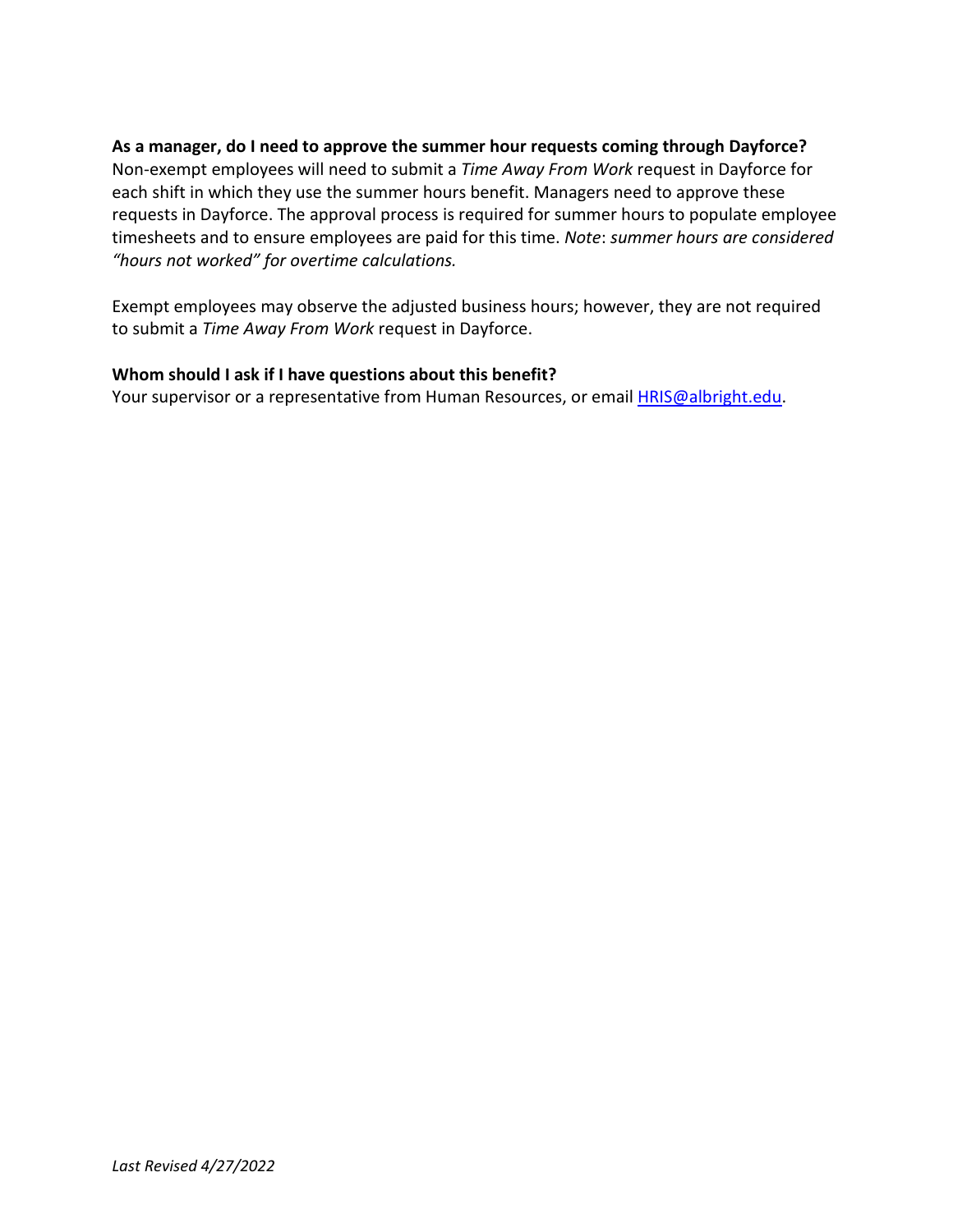**As a manager, do I need to approve the summer hour requests coming through Dayforce?**
Non-exempt employees will need to submit a *Time Away From Work* request in Dayforce for each shift in which they use the summer hours benefit. Managers need to approve these requests in Dayforce. The approval process is required for summer hours to populate employee timesheets and to ensure employees are paid for this time. *Note*: *summer hours are considered "hours not worked" for overtime calculations.*

Exempt employees may observe the adjusted business hours; however, they are not required to submit a *Time Away From Work* request in Dayforce.

**Whom should I ask if I have questions about this benefit?**
Your supervisor or a representative from Human Resources, or email [HRIS@albright.edu](mailto:HRIS@albright.edu).

*Last Revised 4/27/2022*